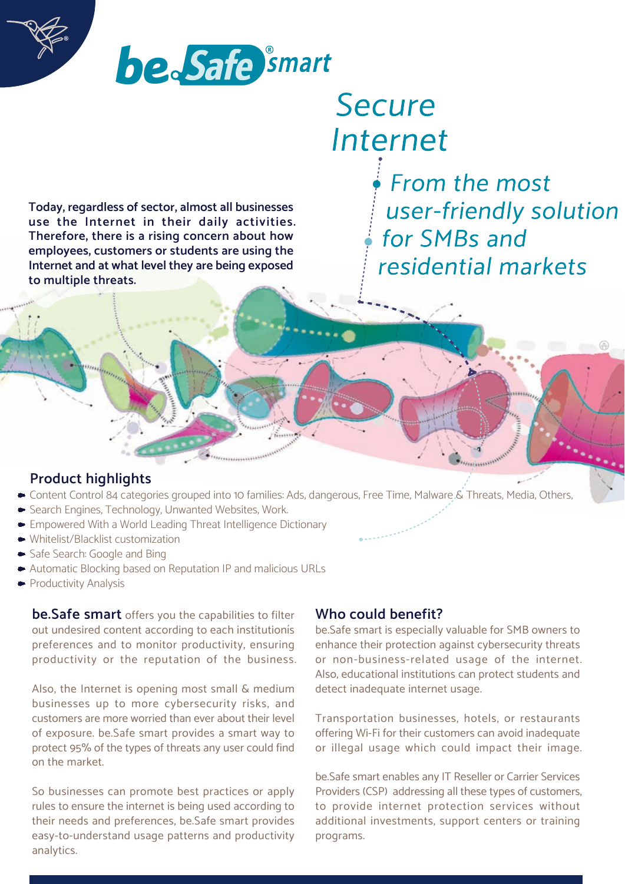# be.Safe® smart

## Secure Internet

*From the most user-friendly solution for SMBs and residential markets*

**Today, regardless of sector, almost all businesses use the Internet in their daily activities. Therefore, there is a rising concern about how employees, customers or students are using the Internet and at what level they are being exposed to multiple threats.**

## Product highlights

- Content Control 84 categories grouped into 10 families: Ads, dangerous, Free Time, Malware & Threats, Media, Others, Search Engines, Technology, Unwanted Websites, Work.
- Empowered With a World Leading Threat Intelligence Dictionary
- Whitelist/Blacklist customization
- Safe Search: Google and Bing
- Automatic Blocking based on Reputation IP and malicious URLs
- Productivity Analysis

**be.Safe smart** offers you the capabilities to filter out undesired content according to each institutionís preferences and to monitor productivity, ensuring productivity or the reputation of the business.

Also, the Internet is opening most small & medium businesses up to more cybersecurity risks, and customers are more worried than ever about their level of exposure. be.Safe smart provides a smart way to protect 95% of the types of threats any user could find on the market.

So businesses can promote best practices or apply rules to ensure the internet is being used according to their needs and preferences, be.Safe smart provides easy-to-understand usage patterns and productivity analytics.

## Who could benefit?

be.Safe smart is especially valuable for SMB owners to enhance their protection against cybersecurity threats or non-business-related usage of the internet. Also, educational institutions can protect students and detect inadequate internet usage.

Transportation businesses, hotels, or restaurants offering Wi-Fi for their customers can avoid inadequate or illegal usage which could impact their image.

be.Safe smart enables any IT Reseller or Carrier Services Providers (CSP) addressing all these types of customers, to provide internet protection services without additional investments, support centers or training programs.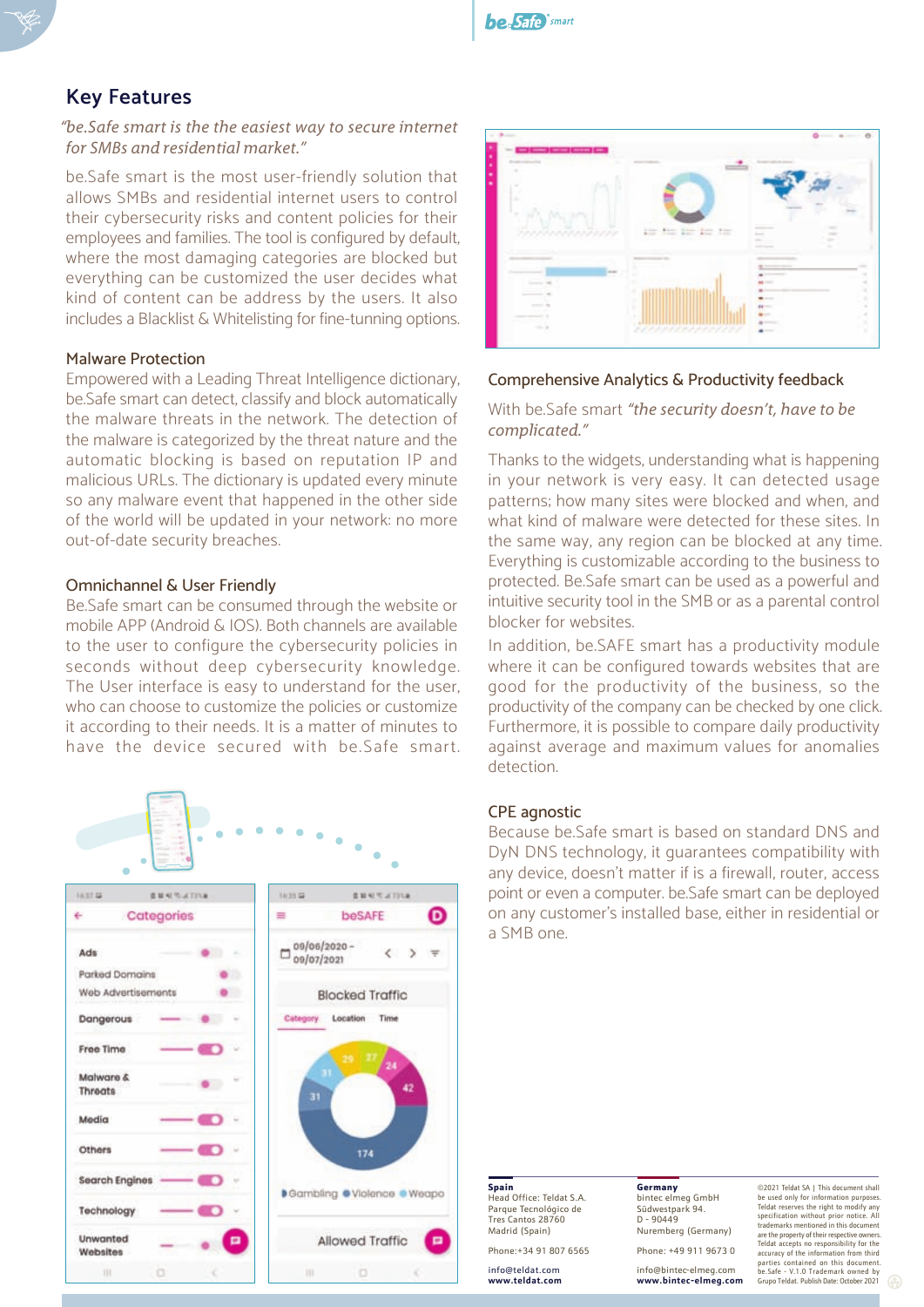## Key Features

*"be.Safe smart is the the easiest way to secure internet for SMBs and residential market."*

be.Safe smart is the most user-friendly solution that allows SMBs and residential internet users to control their cybersecurity risks and content policies for their employees and families. The tool is configured by default, where the most damaging categories are blocked but everything can be customized the user decides what kind of content can be address by the users. It also includes a Blacklist & Whitelisting for fine-tunning options.

### Malware Protection

Empowered with a Leading Threat Intelligence dictionary, be.Safe smart can detect, classify and block automatically the malware threats in the network. The detection of the malware is categorized by the threat nature and the automatic blocking is based on reputation IP and malicious URLs. The dictionary is updated every minute so any malware event that happened in the other side of the world will be updated in your network: no more out-of-date security breaches.

### Omnichannel & User Friendly

Be.Safe smart can be consumed through the website or mobile APP (Android & IOS). Both channels are available to the user to configure the cybersecurity policies in seconds without deep cybersecurity knowledge. The User interface is easy to understand for the user, who can choose to customize the policies or customize it according to their needs. It is a matter of minutes to have the device secured with be.Safe smart.

### Comprehensive Analytics & Productivity feedback

With be.Safe smart *"the security doesn't, have to be complicated."*

Thanks to the widgets, understanding what is happening in your network is very easy. It can detected usage patterns; how many sites were blocked and when, and what kind of malware were detected for these sites. In the same way, any region can be blocked at any time. Everything is customizable according to the business to protected. Be.Safe smart can be used as a powerful and intuitive security tool in the SMB or as a parental control blocker for websites.

In addition, be.SAFE smart has a productivity module where it can be configured towards websites that are good for the productivity of the business, so the productivity of the company can be checked by one click. Furthermore, it is possible to compare daily productivity against average and maximum values for anomalies detection.

### CPE agnostic

Because be.Safe smart is based on standard DNS and DyN DNS technology, it guarantees compatibility with any device, doesn't matter if is a firewall, router, access point or even a computer. be.Safe smart can be deployed on any customer's installed base, either in residential or a SMB one.

**Spain**
Head Office: Teldat S.A.
Parque Tecnológico de Tres Cantos 28760
Madrid (Spain)

Phone:+34 91 807 6565

info@teldat.com
**www.teldat.com**

**Germany**
bintec elmeg GmbH
Südwestpark 94.
D - 90449
Nuremberg (Germany)

Phone: +49 911 9673 0

info@bintec-elmeg.com
**www.bintec-elmeg.com**

©2021 Teldat SA | This document shall be used only for information purposes. Teldat reserves the right to modify any specification without prior notice. All trademarks mentioned in this document are the property of their respective owners. Teldat accepts no responsibility for the accuracy of the information from third parties contained on this document. be.Safe - V.1.0 Trademark owned by Grupo Teldat. Publish Date: October 2021